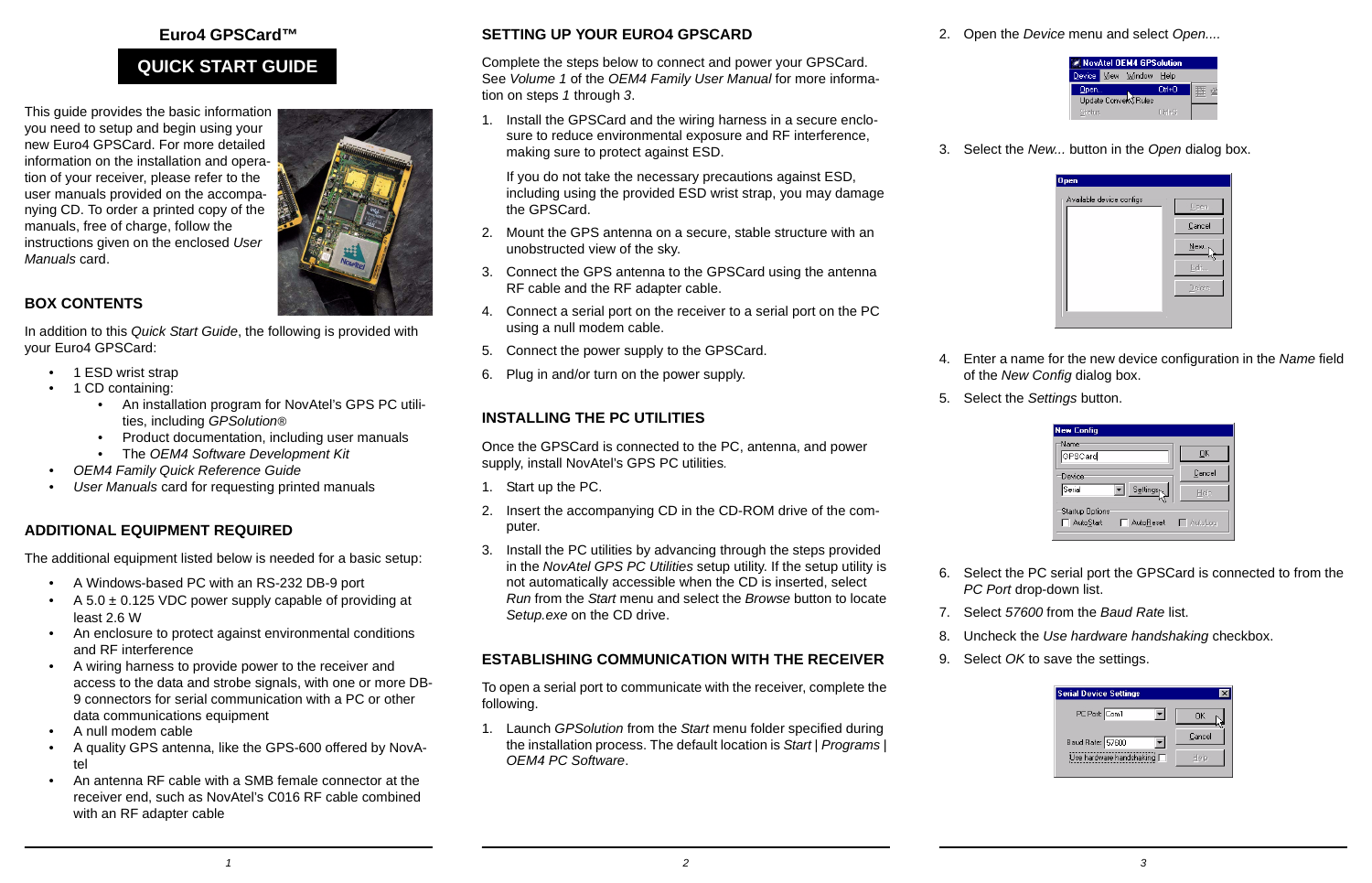# Euro4 GPSCard™

## QUICK START GUIDE

This guide provides the basic information you need to setup and begin using your new Euro4 GPSCard. For more detailed information on the installation and operation of your receiver, please refer to the user manuals provided on the accompanying CD. To order a printed copy of the manuals, free of charge, follow the instructions given on the enclosed *User Manuals* card.

## BOX CONTENTS

In addition to this *Quick Start Guide*, the following is provided with your Euro4 GPSCard:

- 1 ESD wrist strap
- 1 CD containing:
  - An installation program for NovAtel's GPS PC utilities, including *GPSolution®*
  - Product documentation, including user manuals
  - The *OEM4 Software Development Kit*
- *OEM4 Family Quick Reference Guide*
- *User Manuals* card for requesting printed manuals

## ADDITIONAL EQUIPMENT REQUIRED

The additional equipment listed below is needed for a basic setup:

- A Windows-based PC with an RS-232 DB-9 port
- A 5.0 ± 0.125 VDC power supply capable of providing at least 2.6 W
- An enclosure to protect against environmental conditions and RF interference
- A wiring harness to provide power to the receiver and access to the data and strobe signals, with one or more DB-9 connectors for serial communication with a PC or other data communications equipment
- A null modem cable
- A quality GPS antenna, like the GPS-600 offered by NovAtel
- An antenna RF cable with a SMB female connector at the receiver end, such as NovAtel's C016 RF cable combined with an RF adapter cable

## SETTING UP YOUR EURO4 GPSCARD

Complete the steps below to connect and power your GPSCard. See *Volume 1* of the *OEM4 Family User Manual* for more information on steps *1* through *3*.

1. Install the GPSCard and the wiring harness in a secure enclosure to reduce environmental exposure and RF interference, making sure to protect against ESD.

   If you do not take the necessary precautions against ESD, including using the provided ESD wrist strap, you may damage the GPSCard.
2. Mount the GPS antenna on a secure, stable structure with an unobstructed view of the sky.
3. Connect the GPS antenna to the GPSCard using the antenna RF cable and the RF adapter cable.
4. Connect a serial port on the receiver to a serial port on the PC using a null modem cable.
5. Connect the power supply to the GPSCard.
6. Plug in and/or turn on the power supply.

## INSTALLING THE PC UTILITIES

Once the GPSCard is connected to the PC, antenna, and power supply, install NovAtel's GPS PC utilities.

1. Start up the PC.
2. Insert the accompanying CD in the CD-ROM drive of the computer.
3. Install the PC utilities by advancing through the steps provided in the *NovAtel GPS PC Utilities* setup utility. If the setup utility is not automatically accessible when the CD is inserted, select *Run* from the *Start* menu and select the *Browse* button to locate *Setup.exe* on the CD drive.

## ESTABLISHING COMMUNICATION WITH THE RECEIVER

To open a serial port to communicate with the receiver, complete the following.

1. Launch *GPSolution* from the *Start* menu folder specified during the installation process. The default location is *Start | Programs | OEM4 PC Software*.
2. Open the *Device* menu and select *Open...*.
3. Select the *New...* button in the *Open* dialog box.
4. Enter a name for the new device configuration in the *Name* field of the *New Config* dialog box.
5. Select the *Settings* button.
6. Select the PC serial port the GPSCard is connected to from the *PC Port* drop-down list.
7. Select *57600* from the *Baud Rate* list.
8. Uncheck the *Use hardware handshaking* checkbox.
9. Select *OK* to save the settings.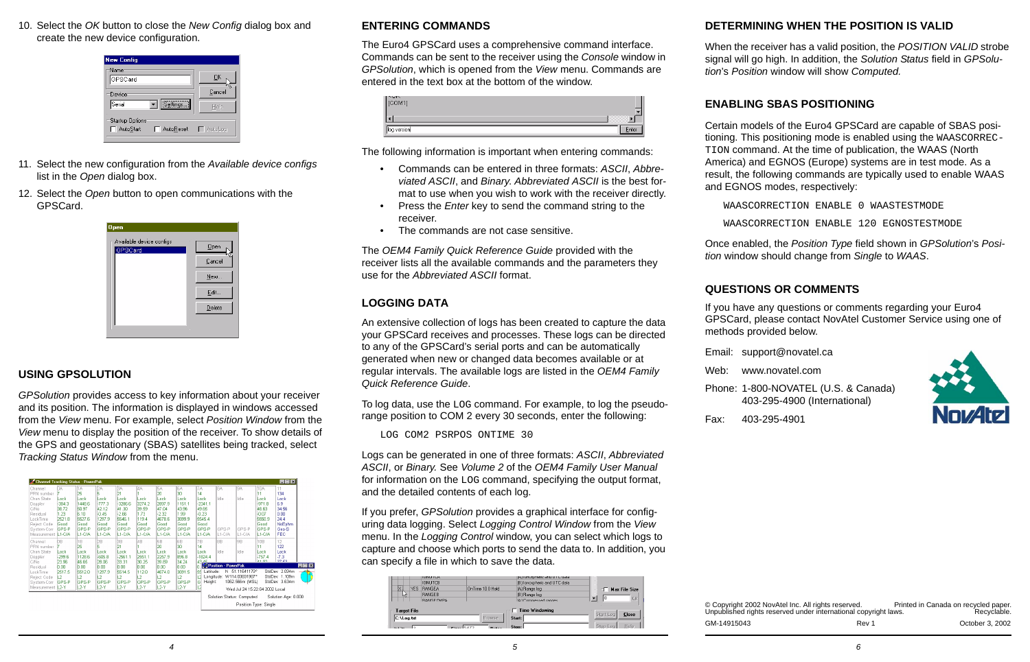10. Select the *OK* button to close the *New Config* dialog box and create the new device configuration.

11. Select the new configuration from the *Available device configs* list in the *Open* dialog box.

12. Select the *Open* button to open communications with the GPSCard.

## USING GPSOLUTION

*GPSolution* provides access to key information about your receiver and its position. The information is displayed in windows accessed from the *View* menu. For example, select *Position Window* from the *View* menu to display the position of the receiver. To show details of the GPS and geostationary (SBAS) satellites being tracked, select *Tracking Status Window* from the menu.

## ENTERING COMMANDS

The Euro4 GPSCard uses a comprehensive command interface. Commands can be sent to the receiver using the *Console* window in *GPSolution*, which is opened from the *View* menu. Commands are entered in the text box at the bottom of the window.

The following information is important when entering commands:

- Commands can be entered in three formats: *ASCII*, *Abbreviated ASCII*, and *Binary. Abbreviated ASCII* is the best format to use when you wish to work with the receiver directly.
- Press the *Enter* key to send the command string to the receiver.
- The commands are not case sensitive.

The *OEM4 Family Quick Reference Guide* provided with the receiver lists all the available commands and the parameters they use for the *Abbreviated ASCII* format.

## LOGGING DATA

An extensive collection of logs has been created to capture the data your GPSCard receives and processes. These logs can be directed to any of the GPSCard's serial ports and can be automatically generated when new or changed data becomes available or at regular intervals. The available logs are listed in the *OEM4 Family Quick Reference Guide*.

To log data, use the LOG command. For example, to log the pseudorange position to COM 2 every 30 seconds, enter the following:

```
LOG COM2 PSRPOS ONTIME 30
```

Logs can be generated in one of three formats: *ASCII*, *Abbreviated ASCII*, or *Binary*. See *Volume 2* of the *OEM4 Family User Manual* for information on the LOG command, specifying the output format, and the detailed contents of each log.

If you prefer, *GPSolution* provides a graphical interface for configuring data logging. Select *Logging Control Window* from the *View* menu. In the *Logging Control* window, you can select which logs to capture and choose which ports to send the data to. In addition, you can specify a file in which to save the data.

## DETERMINING WHEN THE POSITION IS VALID

When the receiver has a valid position, the *POSITION VALID* strobe signal will go high. In addition, the *Solution Status* field in *GPSolution*'s *Position* window will show *Computed.*

## ENABLING SBAS POSITIONING

Certain models of the Euro4 GPSCard are capable of SBAS positioning. This positioning mode is enabled using the WAASCORRECTION command. At the time of publication, the WAAS (North America) and EGNOS (Europe) systems are in test mode. As a result, the following commands are typically used to enable WAAS and EGNOS modes, respectively:

```
WAASCORRECTION ENABLE 0 WAASTESTMODE

WAASCORRECTION ENABLE 120 EGNOSTESTMODE
```

Once enabled, the *Position Type* field shown in *GPSolution*'s *Position* window should change from *Single* to *WAAS*.

## QUESTIONS OR COMMENTS

If you have any questions or comments regarding your Euro4 GPSCard, please contact NovAtel Customer Service using one of methods provided below.

Email: support@novatel.ca

Web: www.novatel.com

Phone: 1-800-NOVATEL (U.S. & Canada)
403-295-4900 (International)

Fax: 403-295-4901

© Copyright 2002 NovAtel Inc. All rights reserved. Unpublished rights reserved under international copyright laws. Printed in Canada on recycled paper. Recyclable.

GM-14915043 Rev 1 October 3, 2002